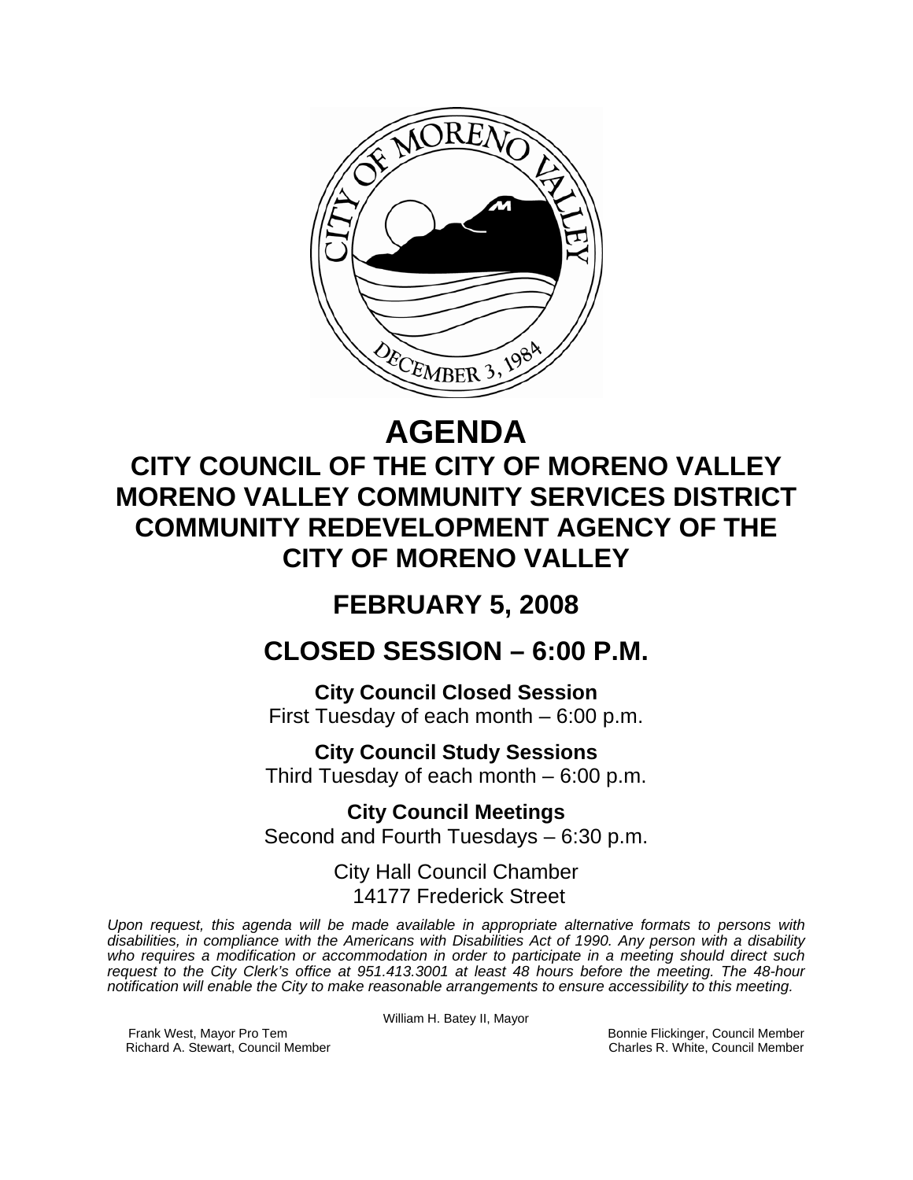# AGENDA

## CITY COUNCIL OF THE CITY OF MORENO VALLEY MORENO VALLEY COMMUNITY SERVICES DISTRICT COMMUNITY REDEVELOPMENT AGENCY OF THE CITY OF MORENO VALLEY

## FEBRUARY 5, 2008

## CLOSED SESSION – 6:00 P.M.

**City Council Closed Session**
First Tuesday of each month – 6:00 p.m.

**City Council Study Sessions**
Third Tuesday of each month – 6:00 p.m.

**City Council Meetings**
Second and Fourth Tuesdays – 6:30 p.m.

City Hall Council Chamber
14177 Frederick Street

*Upon request, this agenda will be made available in appropriate alternative formats to persons with disabilities, in compliance with the Americans with Disabilities Act of 1990. Any person with a disability who requires a modification or accommodation in order to participate in a meeting should direct such request to the City Clerk's office at 951.413.3001 at least 48 hours before the meeting. The 48-hour notification will enable the City to make reasonable arrangements to ensure accessibility to this meeting.*

William H. Batey II, Mayor

Frank West, Mayor Pro Tem
Richard A. Stewart, Council Member
Bonnie Flickinger, Council Member
Charles R. White, Council Member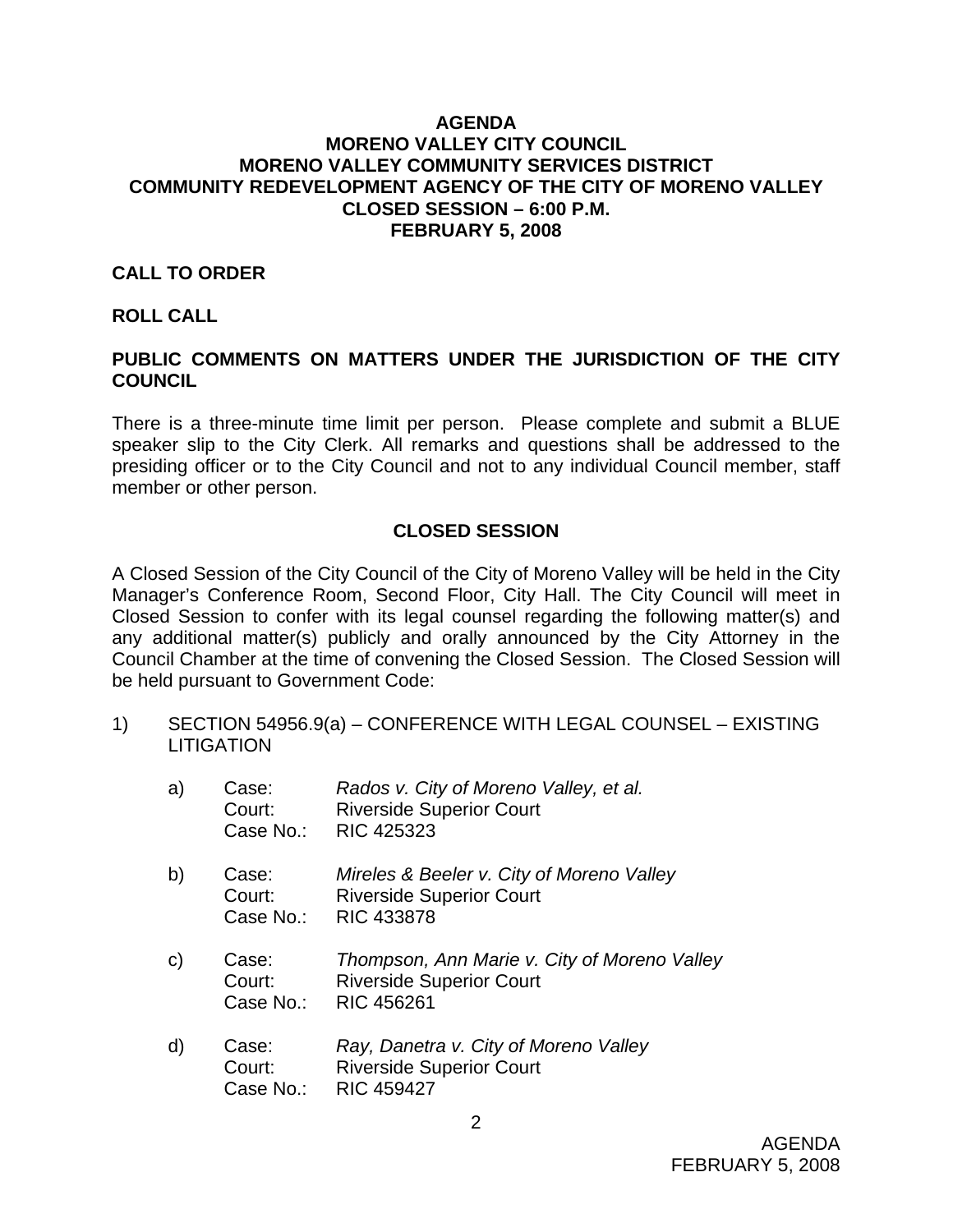**AGENDA**
**MORENO VALLEY CITY COUNCIL**
**MORENO VALLEY COMMUNITY SERVICES DISTRICT**
**COMMUNITY REDEVELOPMENT AGENCY OF THE CITY OF MORENO VALLEY**
**CLOSED SESSION – 6:00 P.M.**
**FEBRUARY 5, 2008**

**CALL TO ORDER**

**ROLL CALL**

**PUBLIC COMMENTS ON MATTERS UNDER THE JURISDICTION OF THE CITY COUNCIL**

There is a three-minute time limit per person. Please complete and submit a BLUE speaker slip to the City Clerk. All remarks and questions shall be addressed to the presiding officer or to the City Council and not to any individual Council member, staff member or other person.

**CLOSED SESSION**

A Closed Session of the City Council of the City of Moreno Valley will be held in the City Manager's Conference Room, Second Floor, City Hall. The City Council will meet in Closed Session to confer with its legal counsel regarding the following matter(s) and any additional matter(s) publicly and orally announced by the City Attorney in the Council Chamber at the time of convening the Closed Session. The Closed Session will be held pursuant to Government Code:

1) SECTION 54956.9(a) – CONFERENCE WITH LEGAL COUNSEL – EXISTING LITIGATION

   a) Case: *Rados v. City of Moreno Valley, et al.*
      Court: Riverside Superior Court
      Case No.: RIC 425323

   b) Case: *Mireles & Beeler v. City of Moreno Valley*
      Court: Riverside Superior Court
      Case No.: RIC 433878

   c) Case: *Thompson, Ann Marie v. City of Moreno Valley*
      Court: Riverside Superior Court
      Case No.: RIC 456261

   d) Case: *Ray, Danetra v. City of Moreno Valley*
      Court: Riverside Superior Court
      Case No.: RIC 459427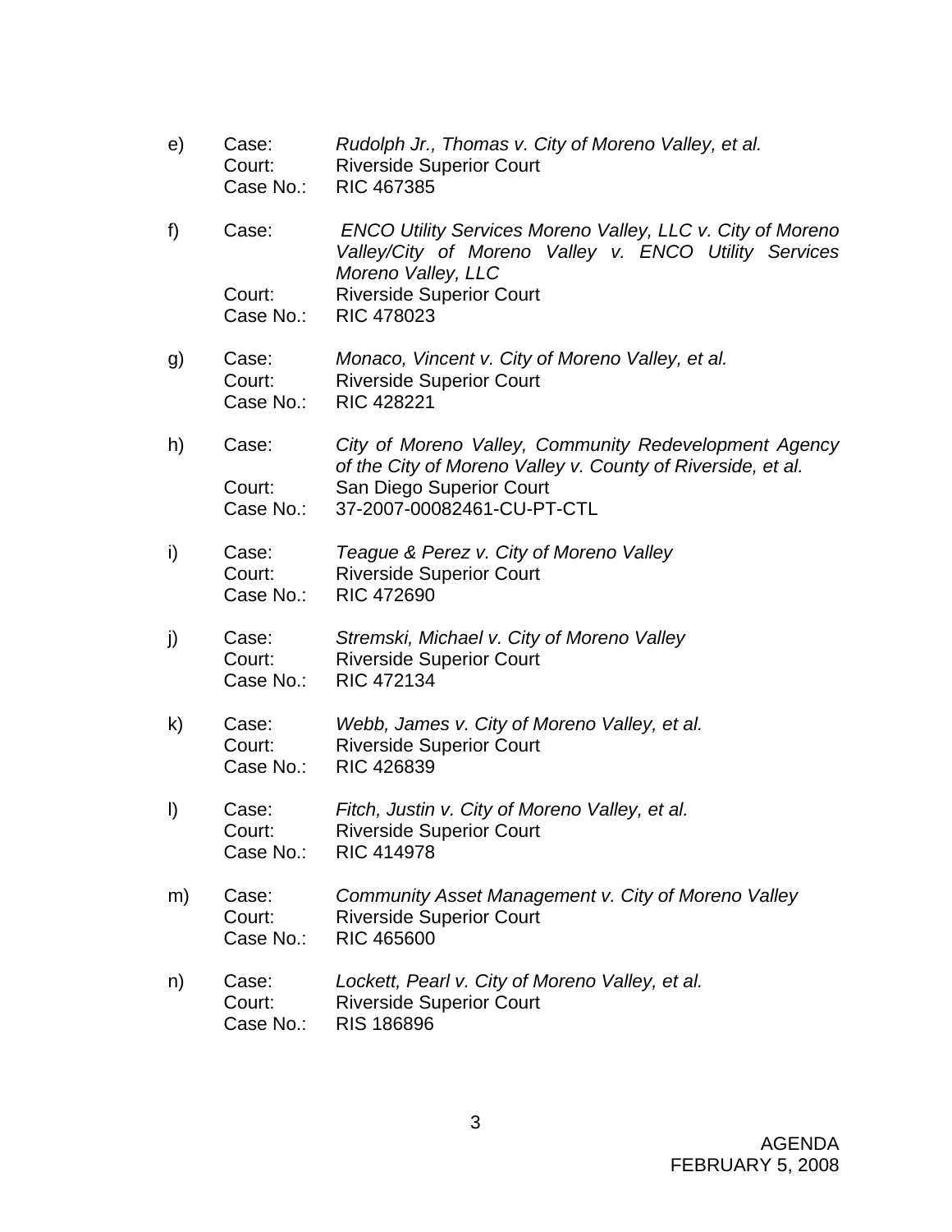e) Case: *Rudolph Jr., Thomas v. City of Moreno Valley, et al.*
   Court: Riverside Superior Court
   Case No.: RIC 467385

f) Case: *ENCO Utility Services Moreno Valley, LLC v. City of Moreno Valley/City of Moreno Valley v. ENCO Utility Services Moreno Valley, LLC*
   Court: Riverside Superior Court
   Case No.: RIC 478023

g) Case: *Monaco, Vincent v. City of Moreno Valley, et al.*
   Court: Riverside Superior Court
   Case No.: RIC 428221

h) Case: *City of Moreno Valley, Community Redevelopment Agency of the City of Moreno Valley v. County of Riverside, et al.*
   Court: San Diego Superior Court
   Case No.: 37-2007-00082461-CU-PT-CTL

i) Case: *Teague & Perez v. City of Moreno Valley*
   Court: Riverside Superior Court
   Case No.: RIC 472690

j) Case: *Stremski, Michael v. City of Moreno Valley*
   Court: Riverside Superior Court
   Case No.: RIC 472134

k) Case: *Webb, James v. City of Moreno Valley, et al.*
   Court: Riverside Superior Court
   Case No.: RIC 426839

l) Case: *Fitch, Justin v. City of Moreno Valley, et al.*
   Court: Riverside Superior Court
   Case No.: RIC 414978

m) Case: *Community Asset Management v. City of Moreno Valley*
   Court: Riverside Superior Court
   Case No.: RIC 465600

n) Case: *Lockett, Pearl v. City of Moreno Valley, et al.*
   Court: Riverside Superior Court
   Case No.: RIS 186896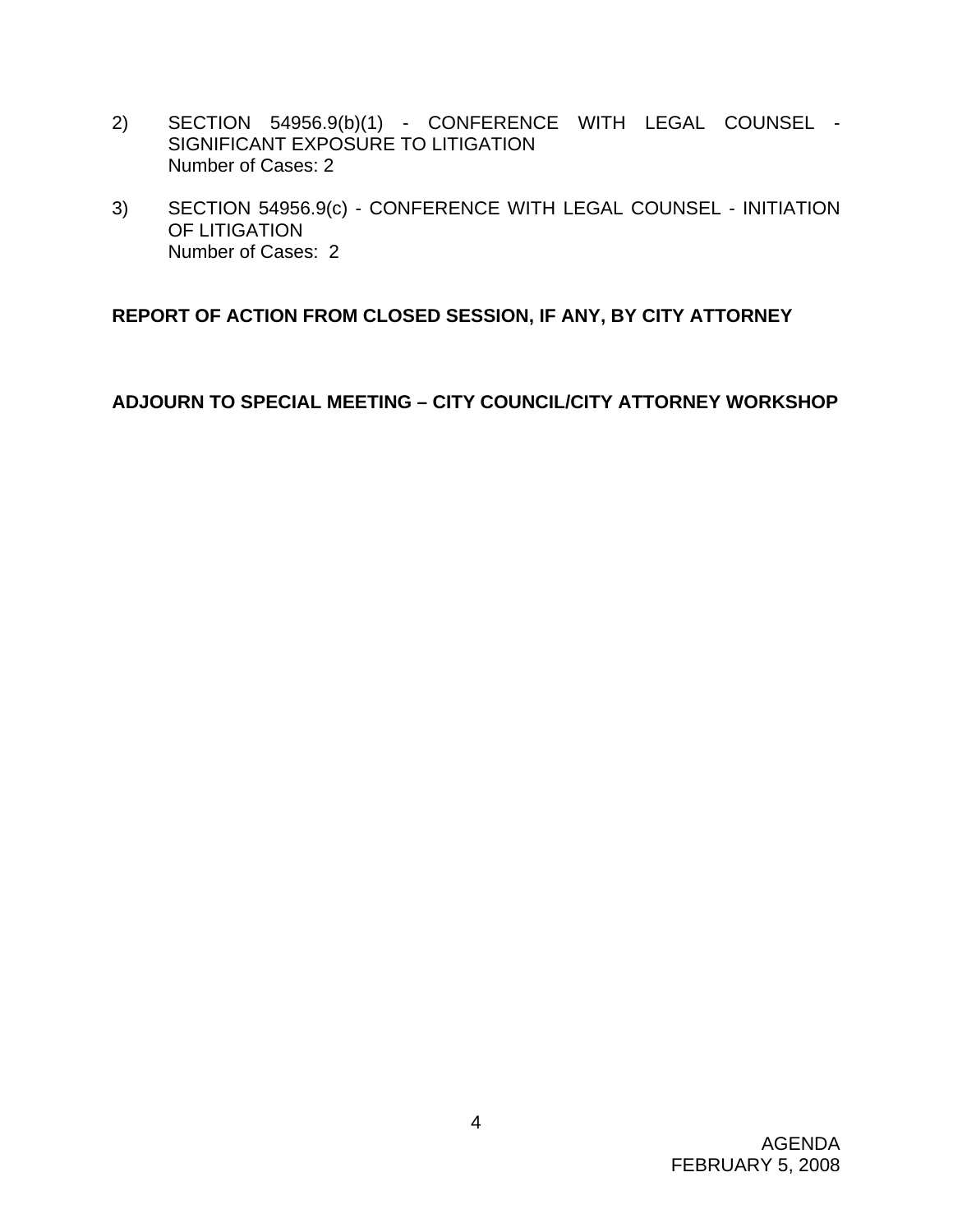2) SECTION 54956.9(b)(1) - CONFERENCE WITH LEGAL COUNSEL - SIGNIFICANT EXPOSURE TO LITIGATION
   Number of Cases: 2

3) SECTION 54956.9(c) - CONFERENCE WITH LEGAL COUNSEL - INITIATION OF LITIGATION
   Number of Cases: 2

**REPORT OF ACTION FROM CLOSED SESSION, IF ANY, BY CITY ATTORNEY**

**ADJOURN TO SPECIAL MEETING – CITY COUNCIL/CITY ATTORNEY WORKSHOP**